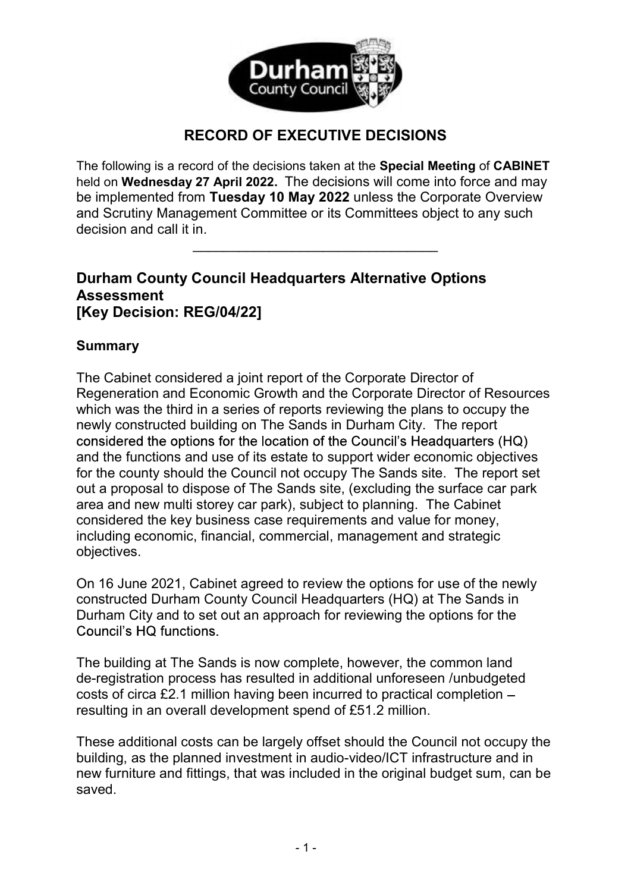# RECORD OF EXECUTIVE DECISIONS

The following is a record of the decisions taken at the **Special Meeting** of **CABINET** held on **Wednesday 27 April 2022.** The decisions will come into force and may be implemented from **Tuesday 10 May 2022** unless the Corporate Overview and Scrutiny Management Committee or its Committees object to any such decision and call it in.

---

## Durham County Council Headquarters Alternative Options Assessment [Key Decision: REG/04/22]

### Summary

The Cabinet considered a joint report of the Corporate Director of Regeneration and Economic Growth and the Corporate Director of Resources which was the third in a series of reports reviewing the plans to occupy the newly constructed building on The Sands in Durham City. The report considered the options for the location of the Council's Headquarters (HQ) and the functions and use of its estate to support wider economic objectives for the county should the Council not occupy The Sands site. The report set out a proposal to dispose of The Sands site, (excluding the surface car park area and new multi storey car park), subject to planning. The Cabinet considered the key business case requirements and value for money, including economic, financial, commercial, management and strategic objectives.

On 16 June 2021, Cabinet agreed to review the options for use of the newly constructed Durham County Council Headquarters (HQ) at The Sands in Durham City and to set out an approach for reviewing the options for the Council's HQ functions.

The building at The Sands is now complete, however, the common land de-registration process has resulted in additional unforeseen /unbudgeted costs of circa £2.1 million having been incurred to practical completion – resulting in an overall development spend of £51.2 million.

These additional costs can be largely offset should the Council not occupy the building, as the planned investment in audio-video/ICT infrastructure and in new furniture and fittings, that was included in the original budget sum, can be saved.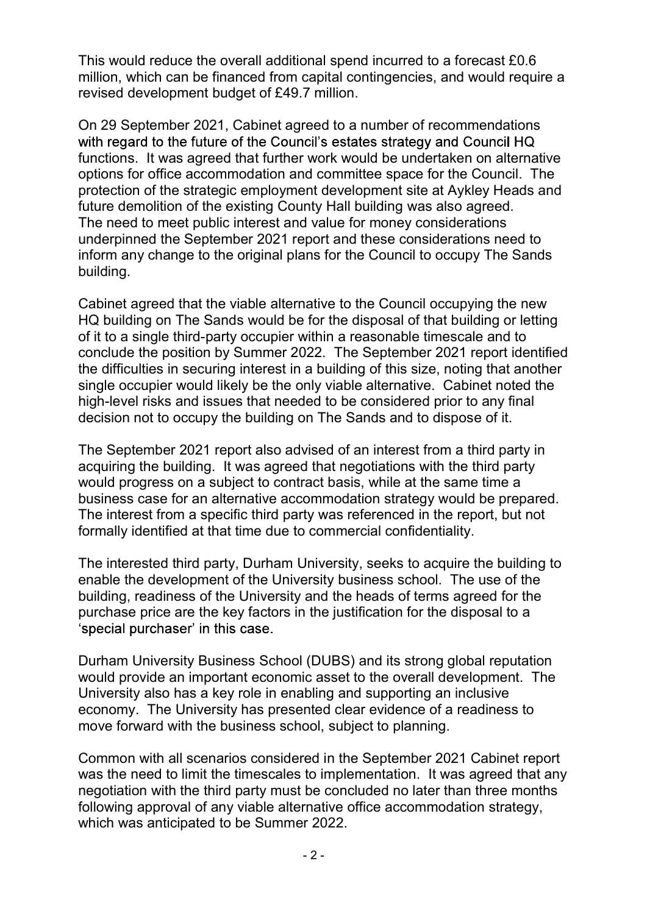This would reduce the overall additional spend incurred to a forecast £0.6 million, which can be financed from capital contingencies, and would require a revised development budget of £49.7 million.

On 29 September 2021, Cabinet agreed to a number of recommendations with regard to the future of the Council's estates strategy and Council HQ functions. It was agreed that further work would be undertaken on alternative options for office accommodation and committee space for the Council. The protection of the strategic employment development site at Aykley Heads and future demolition of the existing County Hall building was also agreed. The need to meet public interest and value for money considerations underpinned the September 2021 report and these considerations need to inform any change to the original plans for the Council to occupy The Sands building.

Cabinet agreed that the viable alternative to the Council occupying the new HQ building on The Sands would be for the disposal of that building or letting of it to a single third-party occupier within a reasonable timescale and to conclude the position by Summer 2022. The September 2021 report identified the difficulties in securing interest in a building of this size, noting that another single occupier would likely be the only viable alternative. Cabinet noted the high-level risks and issues that needed to be considered prior to any final decision not to occupy the building on The Sands and to dispose of it.

The September 2021 report also advised of an interest from a third party in acquiring the building. It was agreed that negotiations with the third party would progress on a subject to contract basis, while at the same time a business case for an alternative accommodation strategy would be prepared. The interest from a specific third party was referenced in the report, but not formally identified at that time due to commercial confidentiality.

The interested third party, Durham University, seeks to acquire the building to enable the development of the University business school. The use of the building, readiness of the University and the heads of terms agreed for the purchase price are the key factors in the justification for the disposal to a 'special purchaser' in this case.

Durham University Business School (DUBS) and its strong global reputation would provide an important economic asset to the overall development. The University also has a key role in enabling and supporting an inclusive economy. The University has presented clear evidence of a readiness to move forward with the business school, subject to planning.

Common with all scenarios considered in the September 2021 Cabinet report was the need to limit the timescales to implementation. It was agreed that any negotiation with the third party must be concluded no later than three months following approval of any viable alternative office accommodation strategy, which was anticipated to be Summer 2022.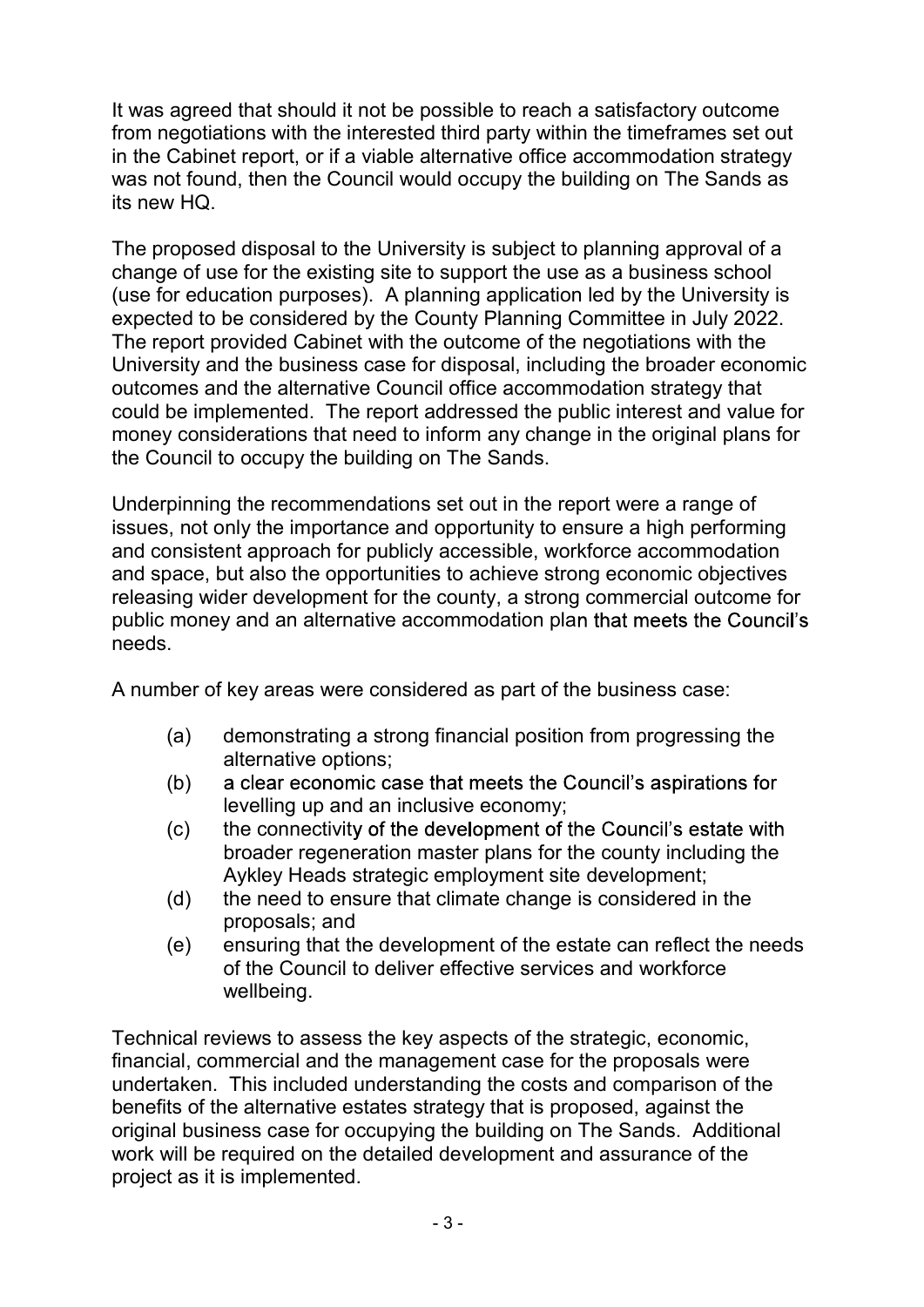It was agreed that should it not be possible to reach a satisfactory outcome from negotiations with the interested third party within the timeframes set out in the Cabinet report, or if a viable alternative office accommodation strategy was not found, then the Council would occupy the building on The Sands as its new HQ.

The proposed disposal to the University is subject to planning approval of a change of use for the existing site to support the use as a business school (use for education purposes). A planning application led by the University is expected to be considered by the County Planning Committee in July 2022. The report provided Cabinet with the outcome of the negotiations with the University and the business case for disposal, including the broader economic outcomes and the alternative Council office accommodation strategy that could be implemented. The report addressed the public interest and value for money considerations that need to inform any change in the original plans for the Council to occupy the building on The Sands.

Underpinning the recommendations set out in the report were a range of issues, not only the importance and opportunity to ensure a high performing and consistent approach for publicly accessible, workforce accommodation and space, but also the opportunities to achieve strong economic objectives releasing wider development for the county, a strong commercial outcome for public money and an alternative accommodation plan that meets the Council's needs.

A number of key areas were considered as part of the business case:

(a) demonstrating a strong financial position from progressing the alternative options;

(b) a clear economic case that meets the Council's aspirations for levelling up and an inclusive economy;

(c) the connectivity of the development of the Council's estate with broader regeneration master plans for the county including the Aykley Heads strategic employment site development;

(d) the need to ensure that climate change is considered in the proposals; and

(e) ensuring that the development of the estate can reflect the needs of the Council to deliver effective services and workforce wellbeing.

Technical reviews to assess the key aspects of the strategic, economic, financial, commercial and the management case for the proposals were undertaken. This included understanding the costs and comparison of the benefits of the alternative estates strategy that is proposed, against the original business case for occupying the building on The Sands. Additional work will be required on the detailed development and assurance of the project as it is implemented.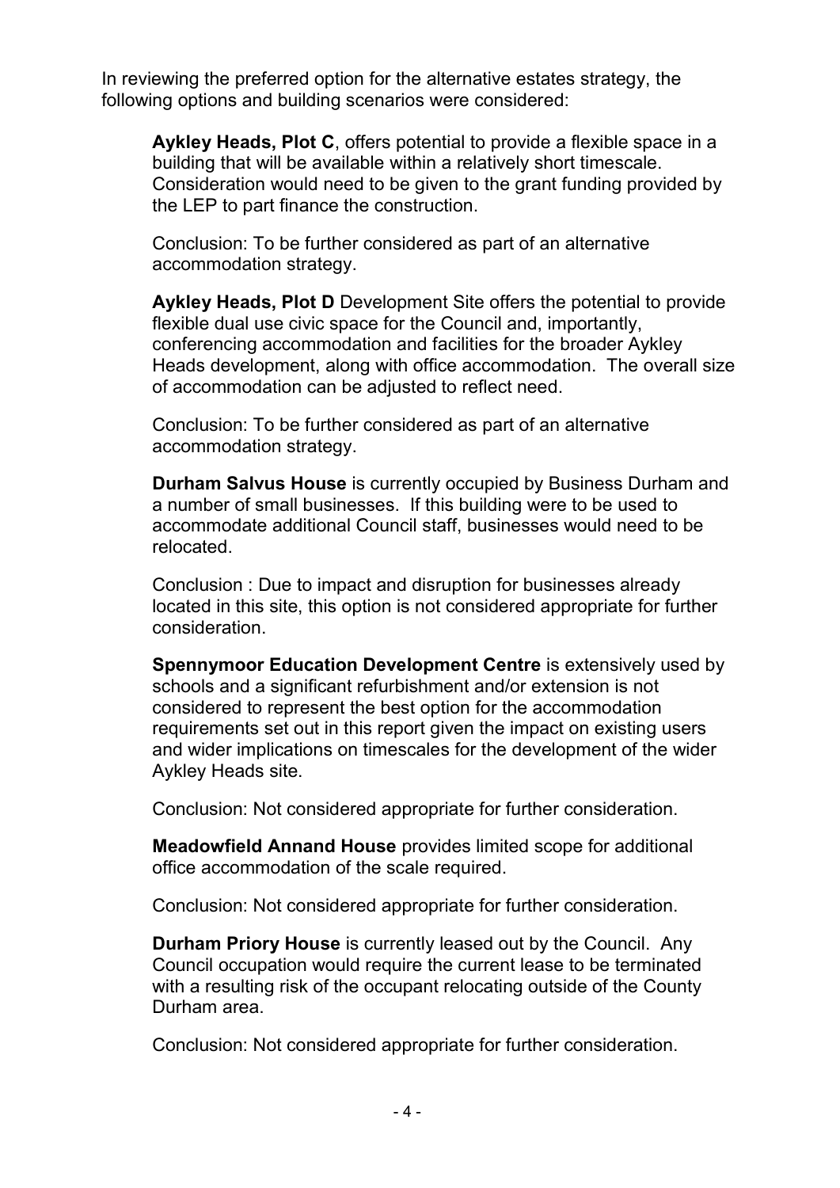In reviewing the preferred option for the alternative estates strategy, the following options and building scenarios were considered:

**Aykley Heads, Plot C**, offers potential to provide a flexible space in a building that will be available within a relatively short timescale. Consideration would need to be given to the grant funding provided by the LEP to part finance the construction.

Conclusion: To be further considered as part of an alternative accommodation strategy.

**Aykley Heads, Plot D** Development Site offers the potential to provide flexible dual use civic space for the Council and, importantly, conferencing accommodation and facilities for the broader Aykley Heads development, along with office accommodation. The overall size of accommodation can be adjusted to reflect need.

Conclusion: To be further considered as part of an alternative accommodation strategy.

**Durham Salvus House** is currently occupied by Business Durham and a number of small businesses. If this building were to be used to accommodate additional Council staff, businesses would need to be relocated.

Conclusion : Due to impact and disruption for businesses already located in this site, this option is not considered appropriate for further consideration.

**Spennymoor Education Development Centre** is extensively used by schools and a significant refurbishment and/or extension is not considered to represent the best option for the accommodation requirements set out in this report given the impact on existing users and wider implications on timescales for the development of the wider Aykley Heads site.

Conclusion: Not considered appropriate for further consideration.

**Meadowfield Annand House** provides limited scope for additional office accommodation of the scale required.

Conclusion: Not considered appropriate for further consideration.

**Durham Priory House** is currently leased out by the Council. Any Council occupation would require the current lease to be terminated with a resulting risk of the occupant relocating outside of the County Durham area.

Conclusion: Not considered appropriate for further consideration.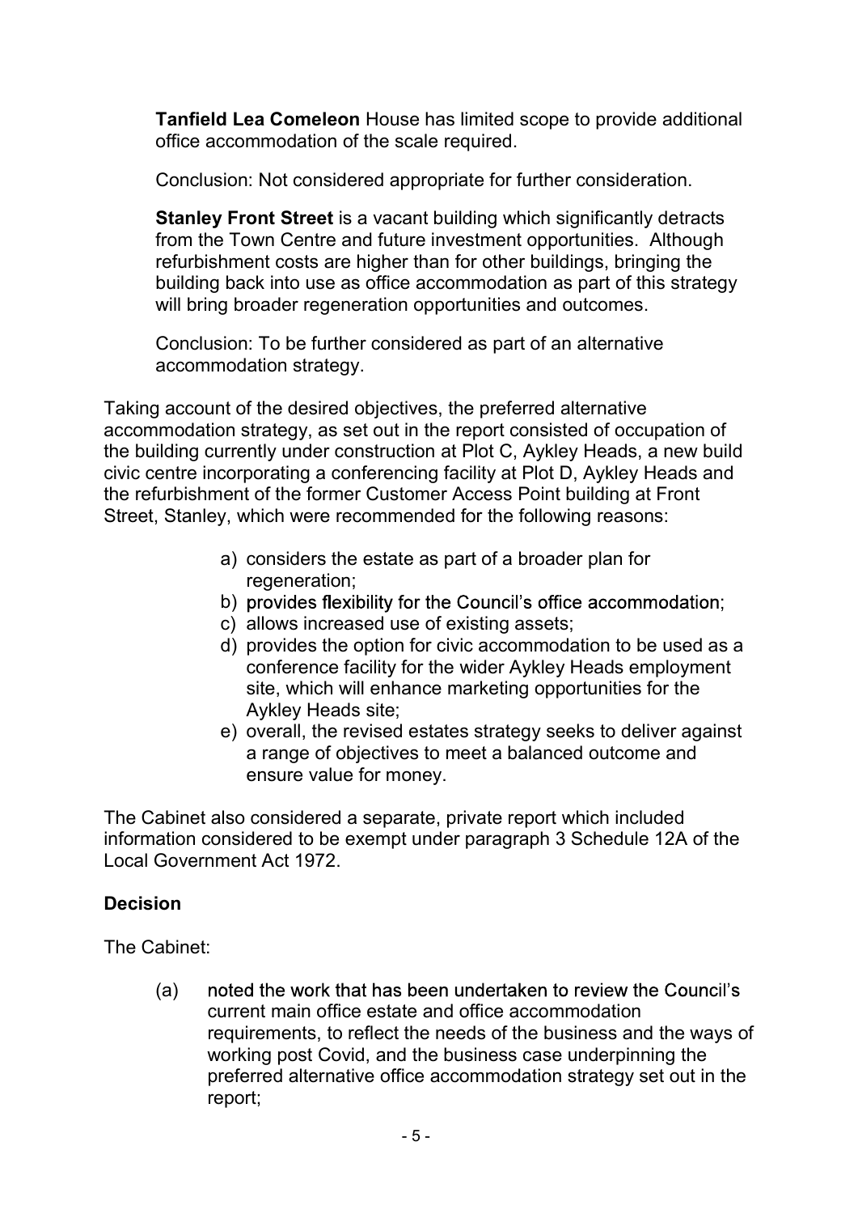**Tanfield Lea Comeleon** House has limited scope to provide additional office accommodation of the scale required.

Conclusion: Not considered appropriate for further consideration.

**Stanley Front Street** is a vacant building which significantly detracts from the Town Centre and future investment opportunities. Although refurbishment costs are higher than for other buildings, bringing the building back into use as office accommodation as part of this strategy will bring broader regeneration opportunities and outcomes.

Conclusion: To be further considered as part of an alternative accommodation strategy.

Taking account of the desired objectives, the preferred alternative accommodation strategy, as set out in the report consisted of occupation of the building currently under construction at Plot C, Aykley Heads, a new build civic centre incorporating a conferencing facility at Plot D, Aykley Heads and the refurbishment of the former Customer Access Point building at Front Street, Stanley, which were recommended for the following reasons:

a) considers the estate as part of a broader plan for regeneration;
b) provides flexibility for the Council's office accommodation;
c) allows increased use of existing assets;
d) provides the option for civic accommodation to be used as a conference facility for the wider Aykley Heads employment site, which will enhance marketing opportunities for the Aykley Heads site;
e) overall, the revised estates strategy seeks to deliver against a range of objectives to meet a balanced outcome and ensure value for money.

The Cabinet also considered a separate, private report which included information considered to be exempt under paragraph 3 Schedule 12A of the Local Government Act 1972.

**Decision**

The Cabinet:

(a) noted the work that has been undertaken to review the Council's current main office estate and office accommodation requirements, to reflect the needs of the business and the ways of working post Covid, and the business case underpinning the preferred alternative office accommodation strategy set out in the report;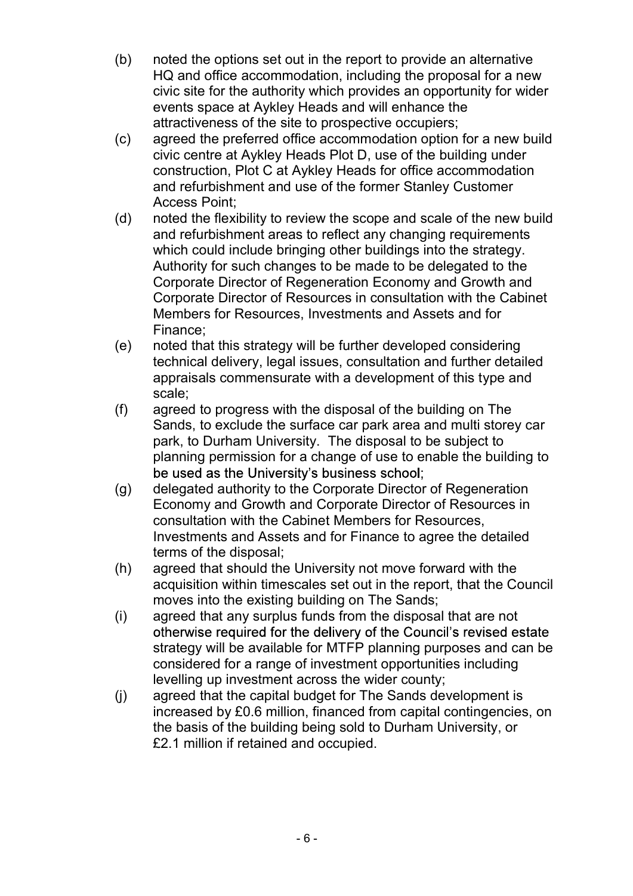(b) noted the options set out in the report to provide an alternative HQ and office accommodation, including the proposal for a new civic site for the authority which provides an opportunity for wider events space at Aykley Heads and will enhance the attractiveness of the site to prospective occupiers;

(c) agreed the preferred office accommodation option for a new build civic centre at Aykley Heads Plot D, use of the building under construction, Plot C at Aykley Heads for office accommodation and refurbishment and use of the former Stanley Customer Access Point;

(d) noted the flexibility to review the scope and scale of the new build and refurbishment areas to reflect any changing requirements which could include bringing other buildings into the strategy. Authority for such changes to be made to be delegated to the Corporate Director of Regeneration Economy and Growth and Corporate Director of Resources in consultation with the Cabinet Members for Resources, Investments and Assets and for Finance;

(e) noted that this strategy will be further developed considering technical delivery, legal issues, consultation and further detailed appraisals commensurate with a development of this type and scale;

(f) agreed to progress with the disposal of the building on The Sands, to exclude the surface car park area and multi storey car park, to Durham University. The disposal to be subject to planning permission for a change of use to enable the building to be used as the University's business school;

(g) delegated authority to the Corporate Director of Regeneration Economy and Growth and Corporate Director of Resources in consultation with the Cabinet Members for Resources, Investments and Assets and for Finance to agree the detailed terms of the disposal;

(h) agreed that should the University not move forward with the acquisition within timescales set out in the report, that the Council moves into the existing building on The Sands;

(i) agreed that any surplus funds from the disposal that are not otherwise required for the delivery of the Council's revised estate strategy will be available for MTFP planning purposes and can be considered for a range of investment opportunities including levelling up investment across the wider county;

(j) agreed that the capital budget for The Sands development is increased by £0.6 million, financed from capital contingencies, on the basis of the building being sold to Durham University, or £2.1 million if retained and occupied.